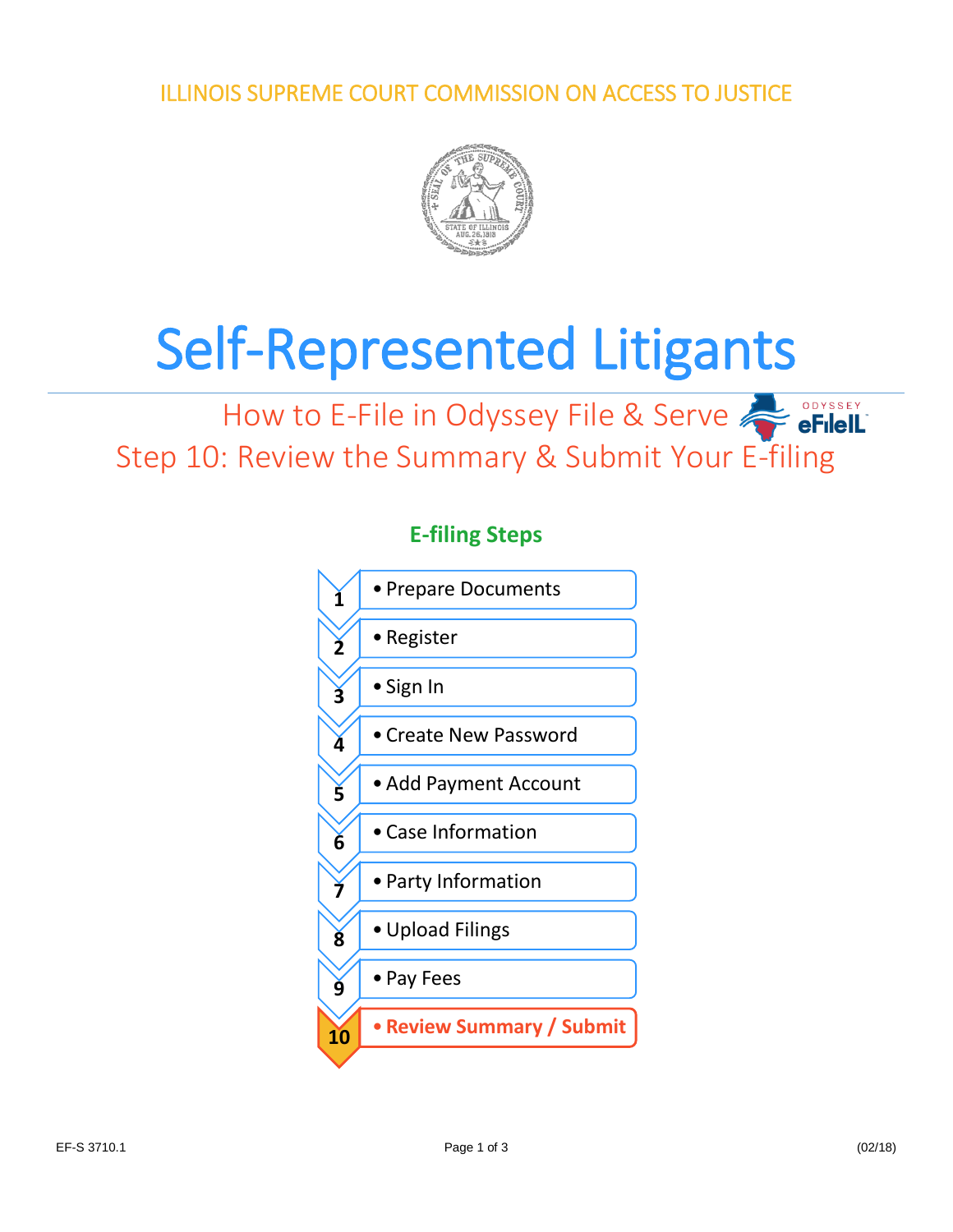ILLINOIS SUPREME COURT COMMISSION ON ACCESS TO JUSTICE

# Self-Represented Litigants

## How to E-File in Odyssey File & Serve

## Step 10: Review the Summary & Submit Your E-filing

### E-filing Steps

1. Prepare Documents
2. Register
3. Sign In
4. Create New Password
5. Add Payment Account
6. Case Information
7. Party Information
8. Upload Filings
9. Pay Fees
10. **Review Summary / Submit**

EF-S 3710.1 (02/18)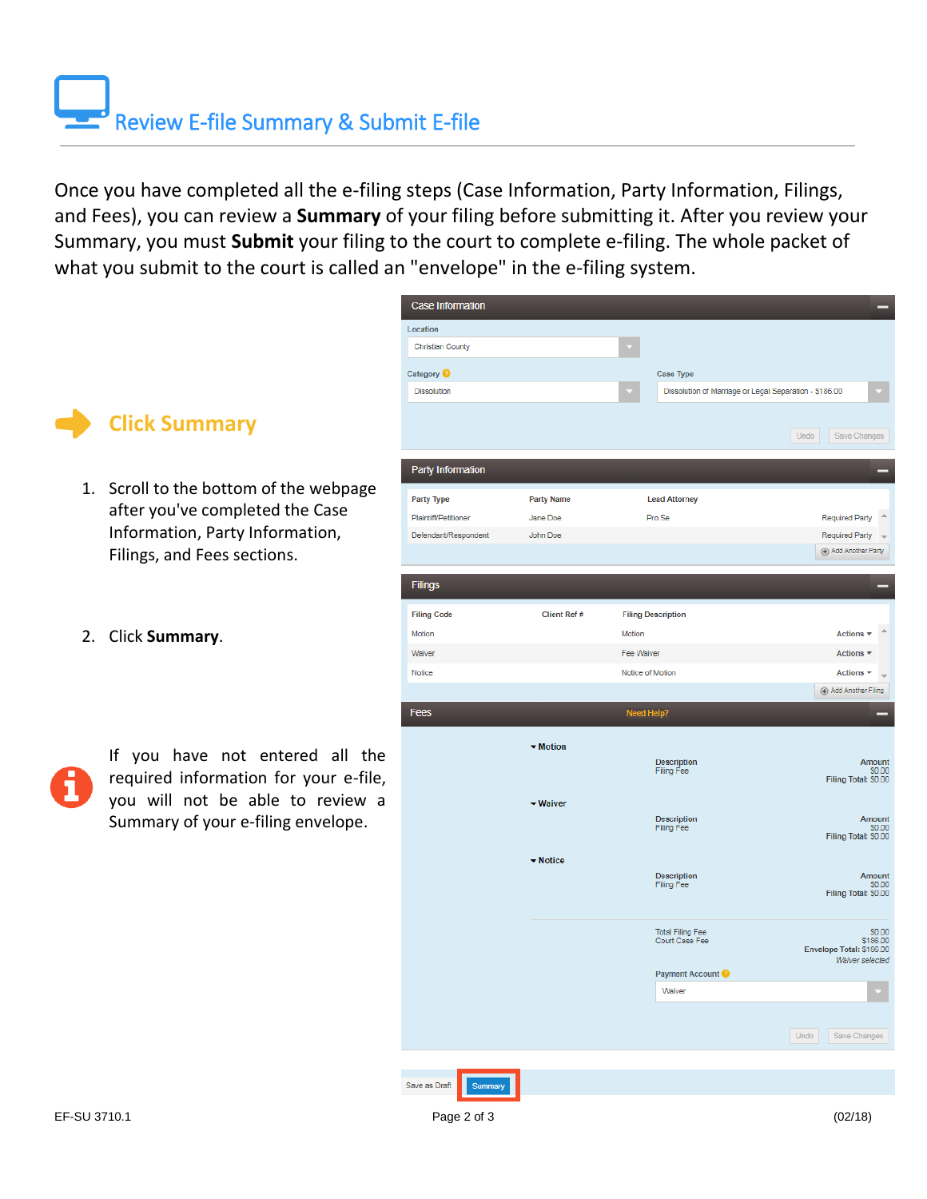# Review E-file Summary & Submit E-file

Once you have completed all the e-filing steps (Case Information, Party Information, Filings, and Fees), you can review a **Summary** of your filing before submitting it. After you review your Summary, you must **Submit** your filing to the court to complete e-filing. The whole packet of what you submit to the court is called an "envelope" in the e-filing system.

## Click Summary

1. Scroll to the bottom of the webpage after you've completed the Case Information, Party Information, Filings, and Fees sections.

2. Click **Summary**.

If you have not entered all the required information for your e-file, you will not be able to review a Summary of your e-filing envelope.

EF-SU 3710.1 (02/18)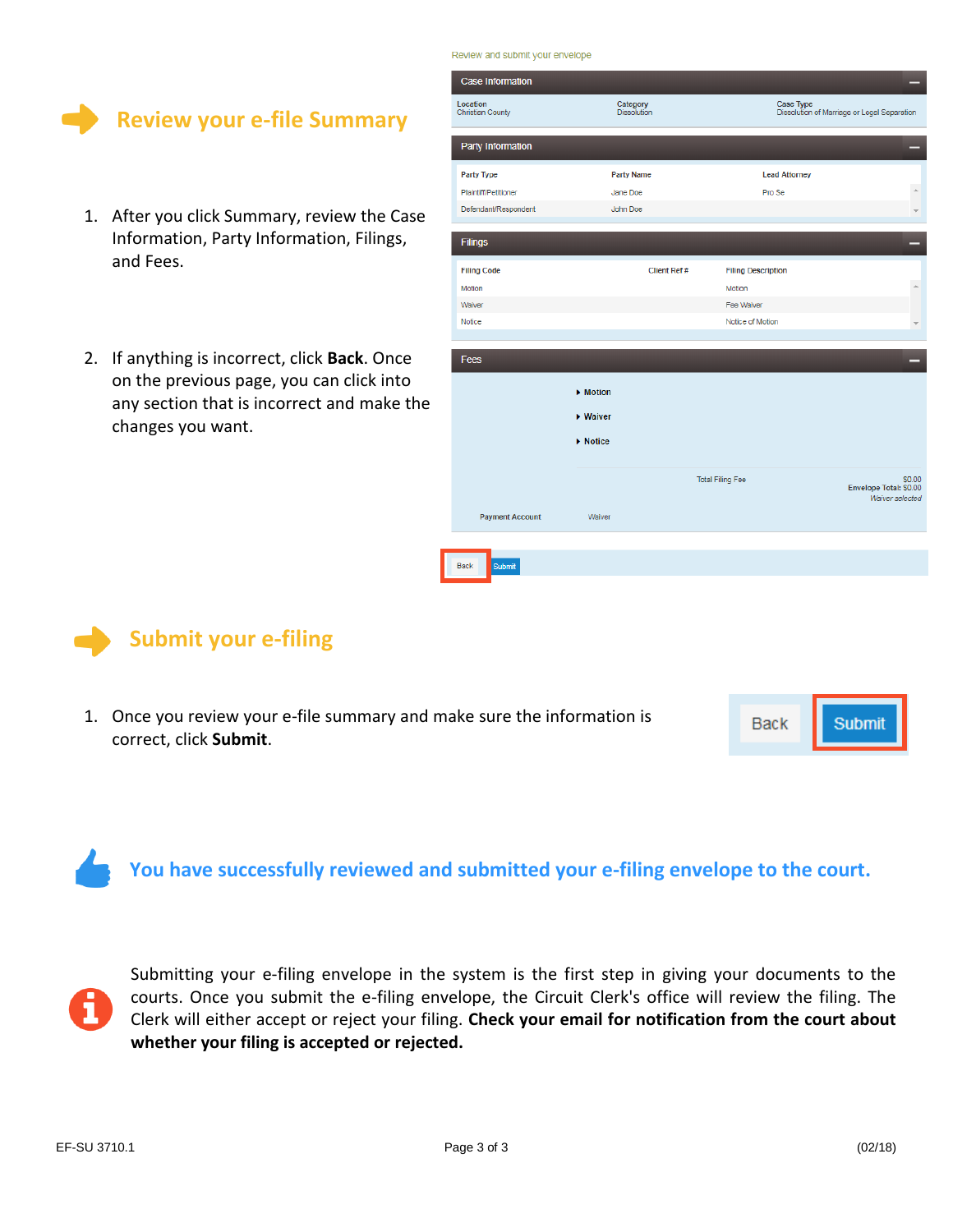## Review your e-file Summary

1. After you click Summary, review the Case Information, Party Information, Filings, and Fees.

2. If anything is incorrect, click **Back**. Once on the previous page, you can click into any section that is incorrect and make the changes you want.

## Submit your e-filing

1. Once you review your e-file summary and make sure the information is correct, click **Submit**.

## You have successfully reviewed and submitted your e-filing envelope to the court.

Submitting your e-filing envelope in the system is the first step in giving your documents to the courts. Once you submit the e-filing envelope, the Circuit Clerk's office will review the filing. The Clerk will either accept or reject your filing. **Check your email for notification from the court about whether your filing is accepted or rejected.**

EF-SU 3710.1 (02/18)